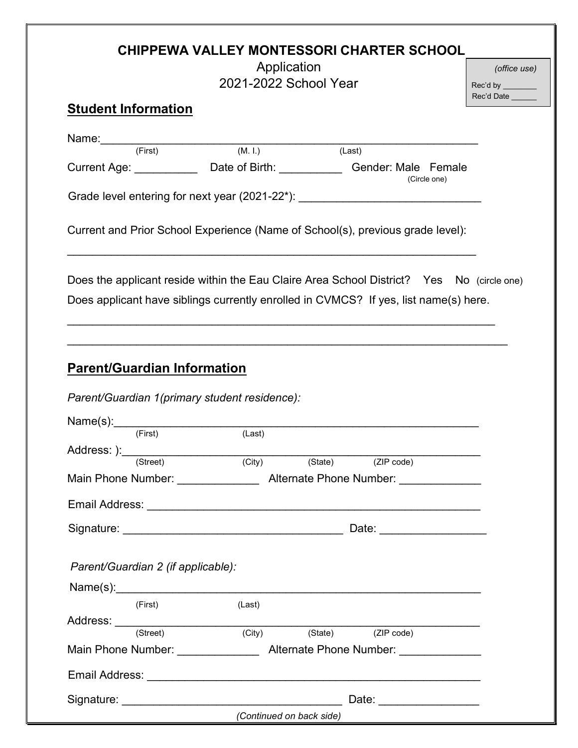# CHIPPEWA VALLEY MONTESSORI CHARTER SCHOOL

Application
2021-2022 School Year

*(office use)*
Rec'd by ________
Rec'd Date ______

## Student Information

Name:____________________________________________________________
(First) (M. I.) (Last)

Current Age: __________ Date of Birth: __________ Gender: Male Female (Circle one)

Grade level entering for next year (2021-22*): _____________________________

Current and Prior School Experience (Name of School(s), previous grade level):

_________________________________________________________________

Does the applicant reside within the Eau Claire Area School District? Yes No (circle one)

Does applicant have siblings currently enrolled in CVMCS? If yes, list name(s) here.

_________________________________________________________________

_________________________________________________________________

## Parent/Guardian Information

*Parent/Guardian 1(primary student residence):*

Name(s):_________________________________________________________
(First) (Last)

Address: ):_______________________________________________________
(Street) (City) (State) (ZIP code)

Main Phone Number: _____________ Alternate Phone Number: _____________

Email Address: ____________________________________________________

Signature: ___________________________________ Date: ________________

*Parent/Guardian 2 (if applicable):*

Name(s):_________________________________________________________
(First) (Last)

Address: _________________________________________________________
(Street) (City) (State) (ZIP code)

Main Phone Number: _____________ Alternate Phone Number: _____________

Email Address: ____________________________________________________

Signature: ___________________________________ Date: ________________

*(Continued on back side)*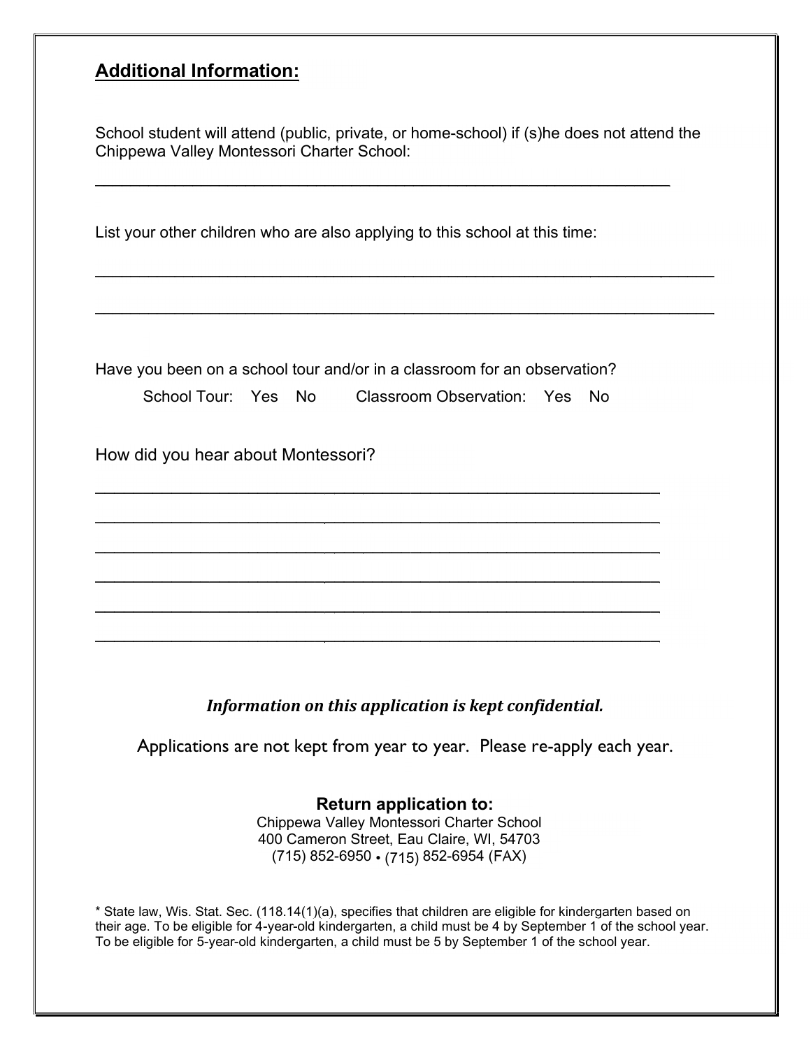## Additional Information:

School student will attend (public, private, or home-school) if (s)he does not attend the Chippewa Valley Montessori Charter School:

_______________________________________________________________

List your other children who are also applying to this school at this time:

____________________________________________________________________

____________________________________________________________________

Have you been on a school tour and/or in a classroom for an observation?

School Tour: Yes No     Classroom Observation: Yes No

How did you hear about Montessori?

______________________________________________________________

______________________________________________________________

______________________________________________________________

______________________________________________________________

______________________________________________________________

______________________________________________________________

***Information on this application is kept confidential.***

Applications are not kept from year to year. Please re-apply each year.

**Return application to:**

Chippewa Valley Montessori Charter School
400 Cameron Street, Eau Claire, WI, 54703
(715) 852-6950 • (715) 852-6954 (FAX)

* State law, Wis. Stat. Sec. (118.14(1)(a), specifies that children are eligible for kindergarten based on their age. To be eligible for 4-year-old kindergarten, a child must be 4 by September 1 of the school year. To be eligible for 5-year-old kindergarten, a child must be 5 by September 1 of the school year.